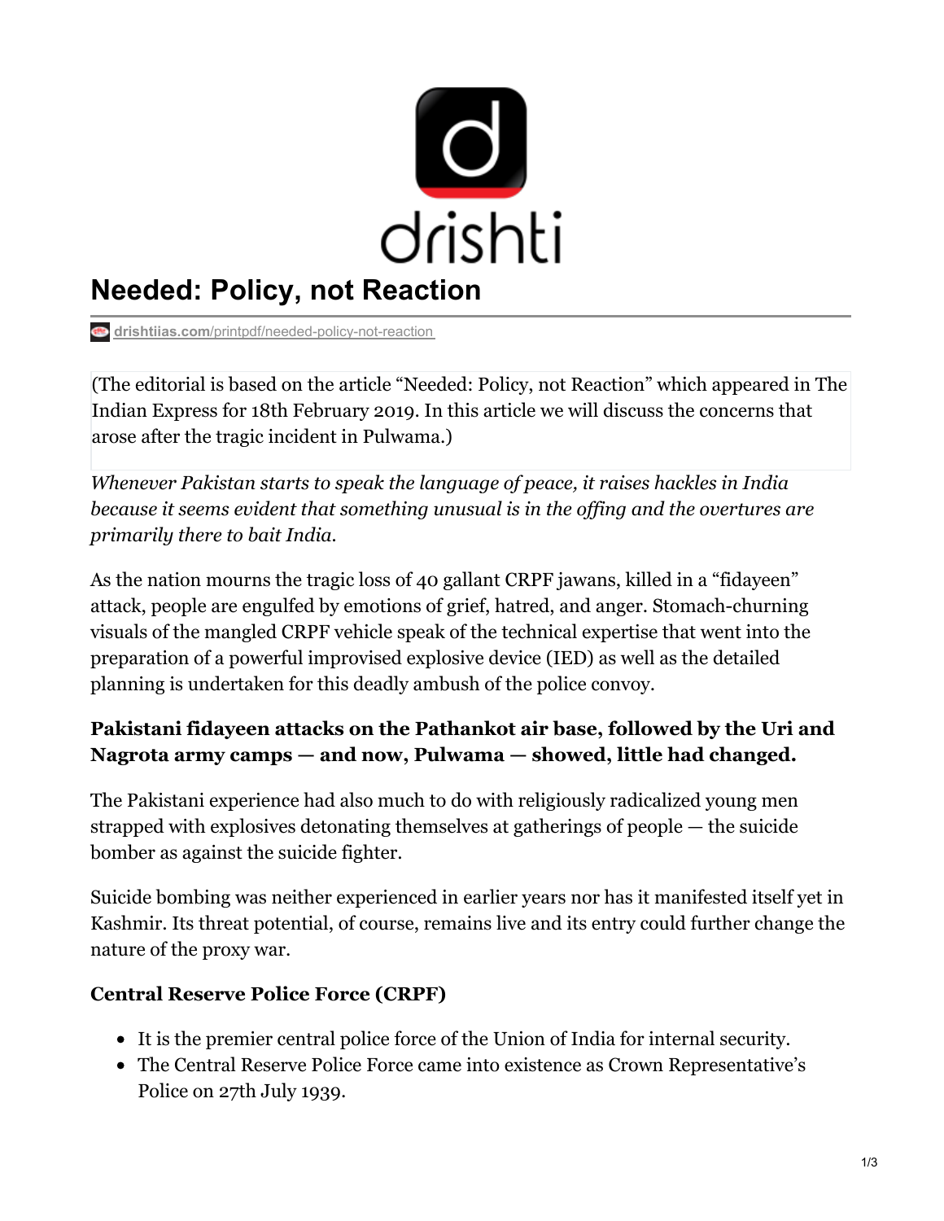# Needed: Policy, not Reaction

drishtiias.com/printpdf/needed-policy-not-reaction

(The editorial is based on the article "Needed: Policy, not Reaction" which appeared in The Indian Express for 18th February 2019. In this article we will discuss the concerns that arose after the tragic incident in Pulwama.)

*Whenever Pakistan starts to speak the language of peace, it raises hackles in India because it seems evident that something unusual is in the offing and the overtures are primarily there to bait India.*

As the nation mourns the tragic loss of 40 gallant CRPF jawans, killed in a "fidayeen" attack, people are engulfed by emotions of grief, hatred, and anger. Stomach-churning visuals of the mangled CRPF vehicle speak of the technical expertise that went into the preparation of a powerful improvised explosive device (IED) as well as the detailed planning is undertaken for this deadly ambush of the police convoy.

**Pakistani fidayeen attacks on the Pathankot air base, followed by the Uri and Nagrota army camps — and now, Pulwama — showed, little had changed.**

The Pakistani experience had also much to do with religiously radicalized young men strapped with explosives detonating themselves at gatherings of people — the suicide bomber as against the suicide fighter.

Suicide bombing was neither experienced in earlier years nor has it manifested itself yet in Kashmir. Its threat potential, of course, remains live and its entry could further change the nature of the proxy war.

**Central Reserve Police Force (CRPF)**

- It is the premier central police force of the Union of India for internal security.
- The Central Reserve Police Force came into existence as Crown Representative's Police on 27th July 1939.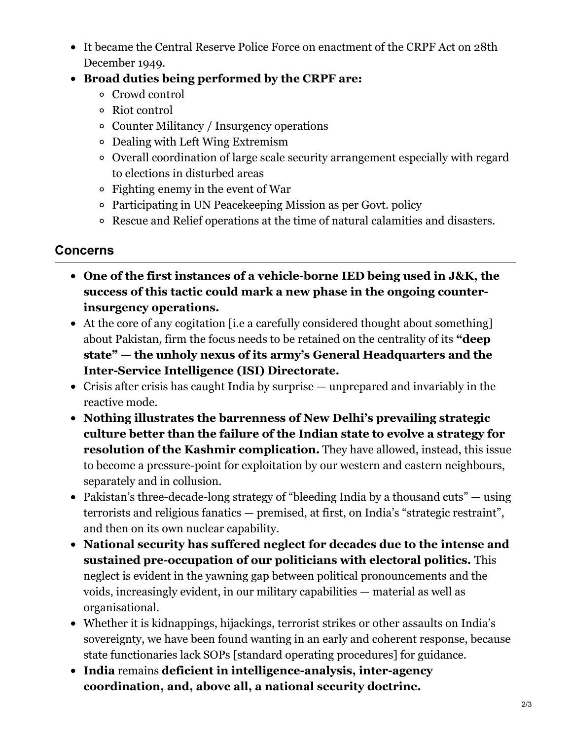- It became the Central Reserve Police Force on enactment of the CRPF Act on 28th December 1949.
- **Broad duties being performed by the CRPF are:**
  - Crowd control
  - Riot control
  - Counter Militancy / Insurgency operations
  - Dealing with Left Wing Extremism
  - Overall coordination of large scale security arrangement especially with regard to elections in disturbed areas
  - Fighting enemy in the event of War
  - Participating in UN Peacekeeping Mission as per Govt. policy
  - Rescue and Relief operations at the time of natural calamities and disasters.

## Concerns

- **One of the first instances of a vehicle-borne IED being used in J&K, the success of this tactic could mark a new phase in the ongoing counter-insurgency operations.**
- At the core of any cogitation [i.e a carefully considered thought about something] about Pakistan, firm the focus needs to be retained on the centrality of its **"deep state" — the unholy nexus of its army's General Headquarters and the Inter-Service Intelligence (ISI) Directorate.**
- Crisis after crisis has caught India by surprise — unprepared and invariably in the reactive mode.
- **Nothing illustrates the barrenness of New Delhi's prevailing strategic culture better than the failure of the Indian state to evolve a strategy for resolution of the Kashmir complication.** They have allowed, instead, this issue to become a pressure-point for exploitation by our western and eastern neighbours, separately and in collusion.
- Pakistan's three-decade-long strategy of "bleeding India by a thousand cuts" — using terrorists and religious fanatics — premised, at first, on India's "strategic restraint", and then on its own nuclear capability.
- **National security has suffered neglect for decades due to the intense and sustained pre-occupation of our politicians with electoral politics.** This neglect is evident in the yawning gap between political pronouncements and the voids, increasingly evident, in our military capabilities — material as well as organisational.
- Whether it is kidnappings, hijackings, terrorist strikes or other assaults on India's sovereignty, we have been found wanting in an early and coherent response, because state functionaries lack SOPs [standard operating procedures] for guidance.
- **India** remains **deficient in intelligence-analysis, inter-agency coordination, and, above all, a national security doctrine.**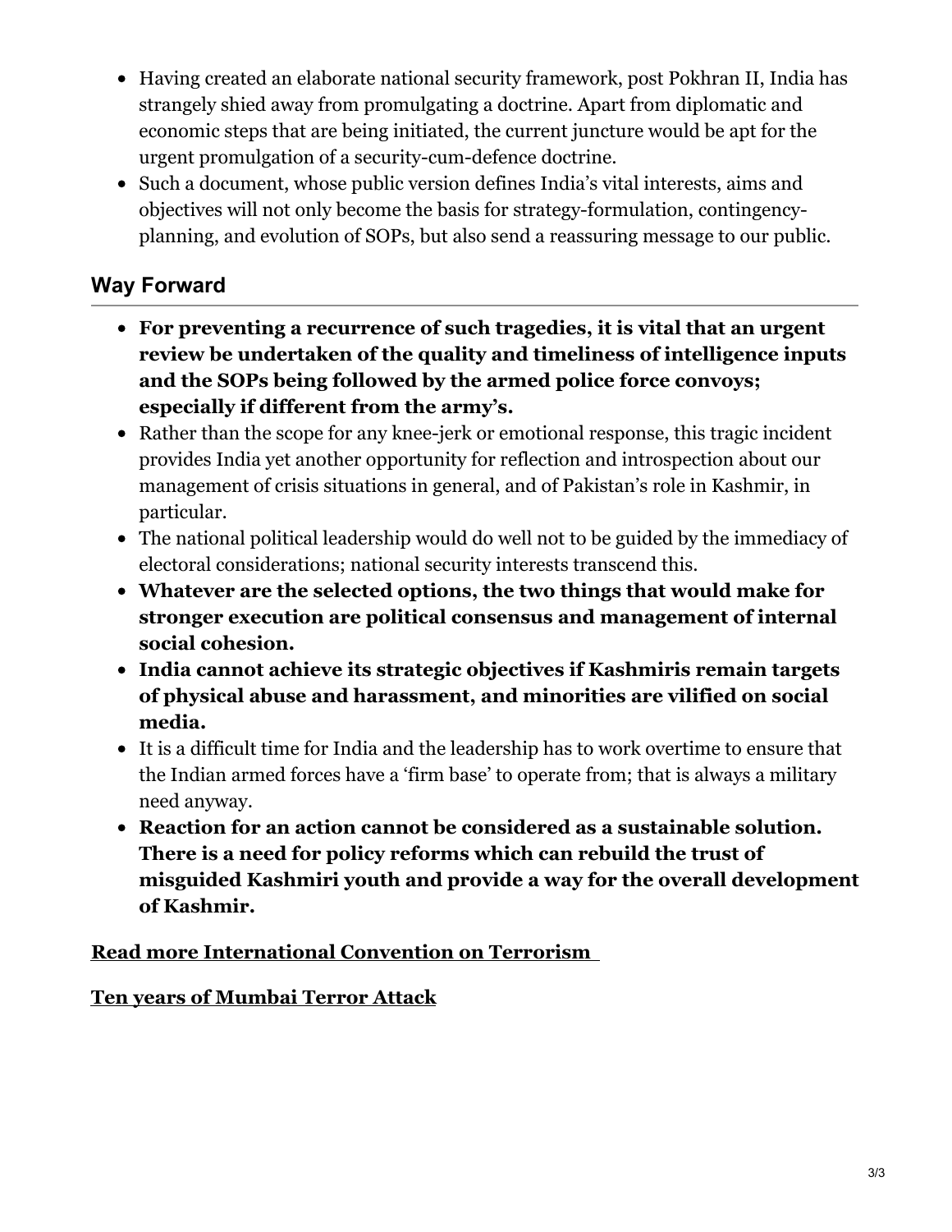- Having created an elaborate national security framework, post Pokhran II, India has strangely shied away from promulgating a doctrine. Apart from diplomatic and economic steps that are being initiated, the current juncture would be apt for the urgent promulgation of a security-cum-defence doctrine.
- Such a document, whose public version defines India's vital interests, aims and objectives will not only become the basis for strategy-formulation, contingency-planning, and evolution of SOPs, but also send a reassuring message to our public.

## Way Forward

- **For preventing a recurrence of such tragedies, it is vital that an urgent review be undertaken of the quality and timeliness of intelligence inputs and the SOPs being followed by the armed police force convoys; especially if different from the army's.**
- Rather than the scope for any knee-jerk or emotional response, this tragic incident provides India yet another opportunity for reflection and introspection about our management of crisis situations in general, and of Pakistan's role in Kashmir, in particular.
- The national political leadership would do well not to be guided by the immediacy of electoral considerations; national security interests transcend this.
- **Whatever are the selected options, the two things that would make for stronger execution are political consensus and management of internal social cohesion.**
- **India cannot achieve its strategic objectives if Kashmiris remain targets of physical abuse and harassment, and minorities are vilified on social media.**
- It is a difficult time for India and the leadership has to work overtime to ensure that the Indian armed forces have a 'firm base' to operate from; that is always a military need anyway.
- **Reaction for an action cannot be considered as a sustainable solution. There is a need for policy reforms which can rebuild the trust of misguided Kashmiri youth and provide a way for the overall development of Kashmir.**

**Read more International Convention on Terrorism**

**Ten years of Mumbai Terror Attack**